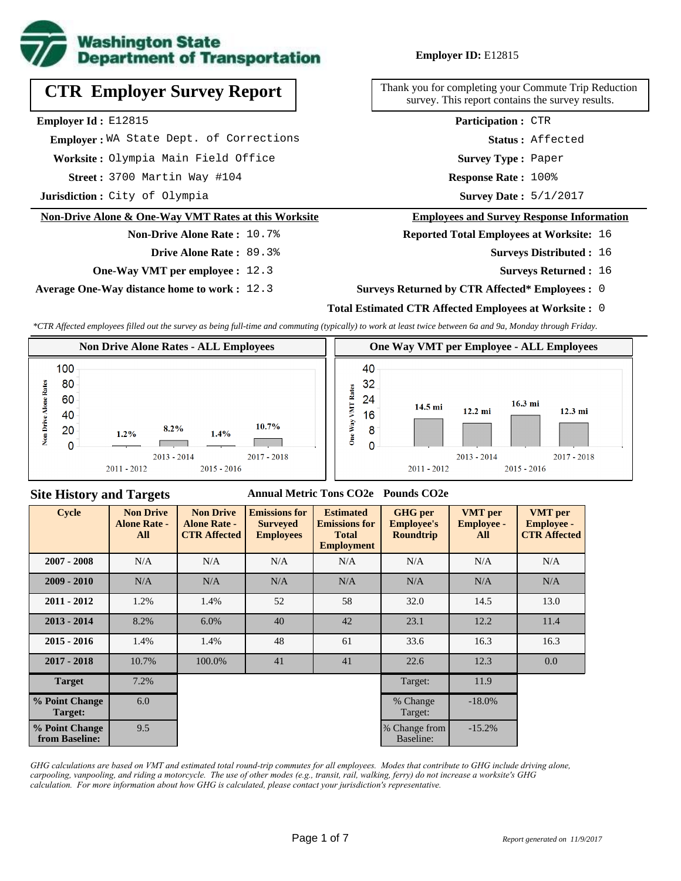Washington State Department of Transportation

**Employer ID:** E12815

# CTR Employer Survey Report

Thank you for completing your Commute Trip Reduction survey. This report contains the survey results.

**Employer Id :** E12815
**Employer :** WA State Dept. of Corrections
**Worksite :** Olympia Main Field Office
**Street :** 3700 Martin Way #104
**Jurisdiction :** City of Olympia

**Participation :** CTR
**Status :** Affected
**Survey Type :** Paper
**Response Rate :** 100%
**Survey Date :** 5/1/2017

## Non-Drive Alone & One-Way VMT Rates at this Worksite

**Non-Drive Alone Rate :** 10.7%
**Drive Alone Rate :** 89.3%
**One-Way VMT per employee :** 12.3
**Average One-Way distance home to work :** 12.3

## Employees and Survey Response Information

**Reported Total Employees at Worksite:** 16
**Surveys Distributed :** 16
**Surveys Returned :** 16
**Surveys Returned by CTR Affected* Employees :** 0
**Total Estimated CTR Affected Employees at Worksite :** 0

*\*CTR Affected employees filled out the survey as being full-time and commuting (typically) to work at least twice between 6a and 9a, Monday through Friday.*

### Non Drive Alone Rates - ALL Employees

| Cycle | Non Drive Alone Rate |
|---|---|
| 2011 - 2012 | 1.2% |
| 2013 - 2014 | 8.2% |
| 2015 - 2016 | 1.4% |
| 2017 - 2018 | 10.7% |

### One Way VMT per Employee - ALL Employees

| Cycle | One Way VMT |
|---|---|
| 2011 - 2012 | 14.5 mi |
| 2013 - 2014 | 12.2 mi |
| 2015 - 2016 | 16.3 mi |
| 2017 - 2018 | 12.3 mi |

## Site History and Targets

| | | | Annual Metric Tons $CO_2e$ | | Pounds $CO_2e$ | | |
|---|---|---|---|---|---|---|---|
| **Cycle** | **Non Drive Alone Rate - All** | **Non Drive Alone Rate - CTR Affected** | **Emissions for Surveyed Employees** | **Estimated Emissions for Total Employment** | **GHG per Employee's Roundtrip** | **VMT per Employee - All** | **VMT per Employee - CTR Affected** |
| **2007 - 2008** | N/A | N/A | N/A | N/A | N/A | N/A | N/A |
| **2009 - 2010** | N/A | N/A | N/A | N/A | N/A | N/A | N/A |
| **2011 - 2012** | 1.2% | 1.4% | 52 | 58 | 32.0 | 14.5 | 13.0 |
| **2013 - 2014** | 8.2% | 6.0% | 40 | 42 | 23.1 | 12.2 | 11.4 |
| **2015 - 2016** | 1.4% | 1.4% | 48 | 61 | 33.6 | 16.3 | 16.3 |
| **2017 - 2018** | 10.7% | 100.0% | 41 | 41 | 22.6 | 12.3 | 0.0 |
| **Target** | 7.2% | | | | Target: | 11.9 | |
| **% Point Change Target:** | 6.0 | | | | % Change Target: | -18.0% | |
| **% Point Change from Baseline:** | 9.5 | | | | % Change from Baseline: | -15.2% | |

*GHG calculations are based on VMT and estimated total round-trip commutes for all employees. Modes that contribute to GHG include driving alone, carpooling, vanpooling, and riding a motorcycle. The use of other modes (e.g., transit, rail, walking, ferry) do not increase a worksite's GHG calculation. For more information about how GHG is calculated, please contact your jurisdiction's representative.*

*Report generated on 11/9/2017*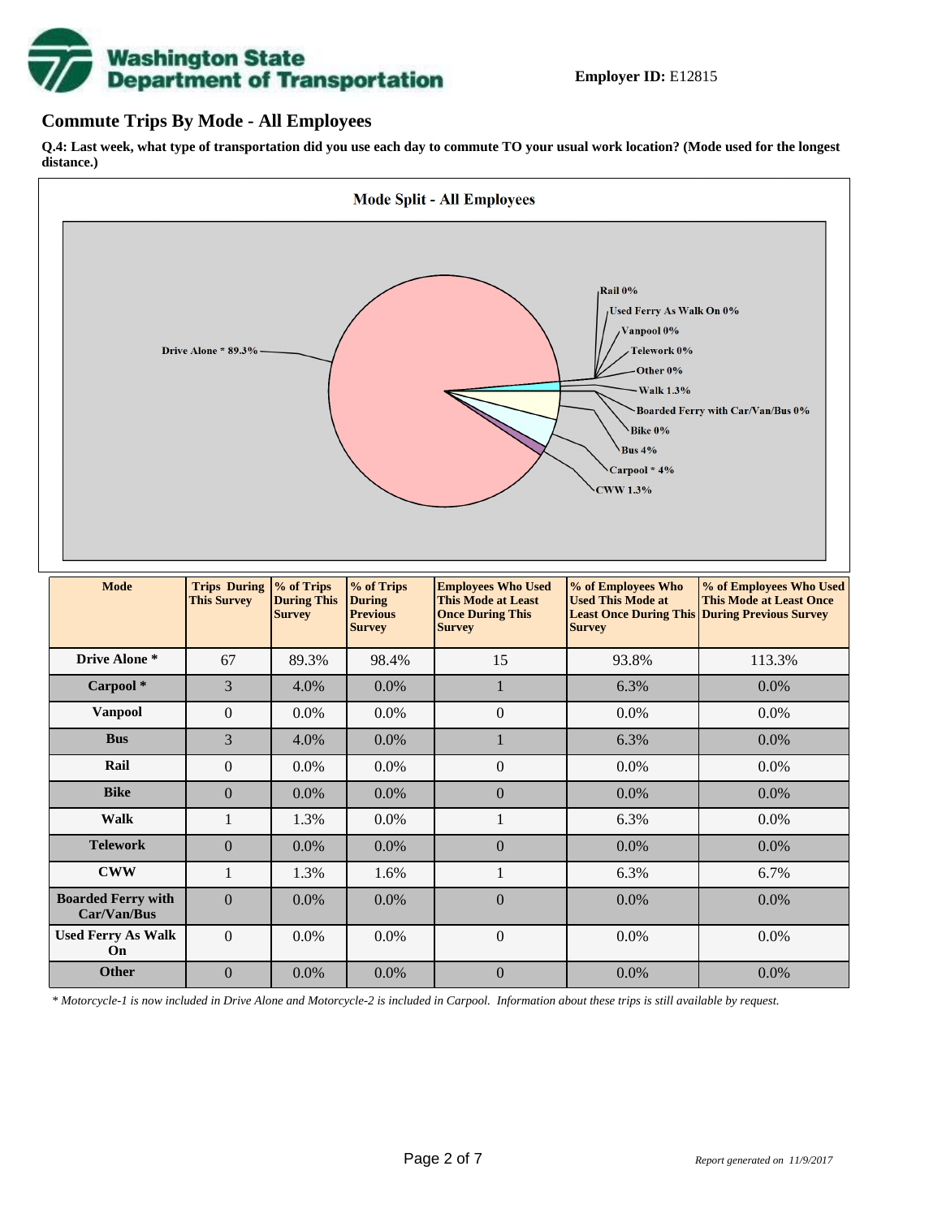**Employer ID:** E12815

## Commute Trips By Mode - All Employees

**Q.4: Last week, what type of transportation did you use each day to commute TO your usual work location? (Mode used for the longest distance.)**

Mode Split - All Employees

Drive Alone * 89.3%
Rail 0%
Used Ferry As Walk On 0%
Vanpool 0%
Telework 0%
Other 0%
Walk 1.3%
Boarded Ferry with Car/Van/Bus 0%
Bike 0%
Bus 4%
Carpool * 4%
CWW 1.3%

| Mode | Trips During This Survey | % of Trips During This Survey | % of Trips During Previous Survey | Employees Who Used This Mode at Least Once During This Survey | % of Employees Who Used This Mode at Least Once During This Survey | % of Employees Who Used This Mode at Least Once During Previous Survey |
|---|---|---|---|---|---|---|
| Drive Alone * | 67 | 89.3% | 98.4% | 15 | 93.8% | 113.3% |
| Carpool * | 3 | 4.0% | 0.0% | 1 | 6.3% | 0.0% |
| Vanpool | 0 | 0.0% | 0.0% | 0 | 0.0% | 0.0% |
| Bus | 3 | 4.0% | 0.0% | 1 | 6.3% | 0.0% |
| Rail | 0 | 0.0% | 0.0% | 0 | 0.0% | 0.0% |
| Bike | 0 | 0.0% | 0.0% | 0 | 0.0% | 0.0% |
| Walk | 1 | 1.3% | 0.0% | 1 | 6.3% | 0.0% |
| Telework | 0 | 0.0% | 0.0% | 0 | 0.0% | 0.0% |
| CWW | 1 | 1.3% | 1.6% | 1 | 6.3% | 6.7% |
| Boarded Ferry with Car/Van/Bus | 0 | 0.0% | 0.0% | 0 | 0.0% | 0.0% |
| Used Ferry As Walk On | 0 | 0.0% | 0.0% | 0 | 0.0% | 0.0% |
| Other | 0 | 0.0% | 0.0% | 0 | 0.0% | 0.0% |

*\* Motorcycle-1 is now included in Drive Alone and Motorcycle-2 is included in Carpool. Information about these trips is still available by request.*

*Report generated on 11/9/2017*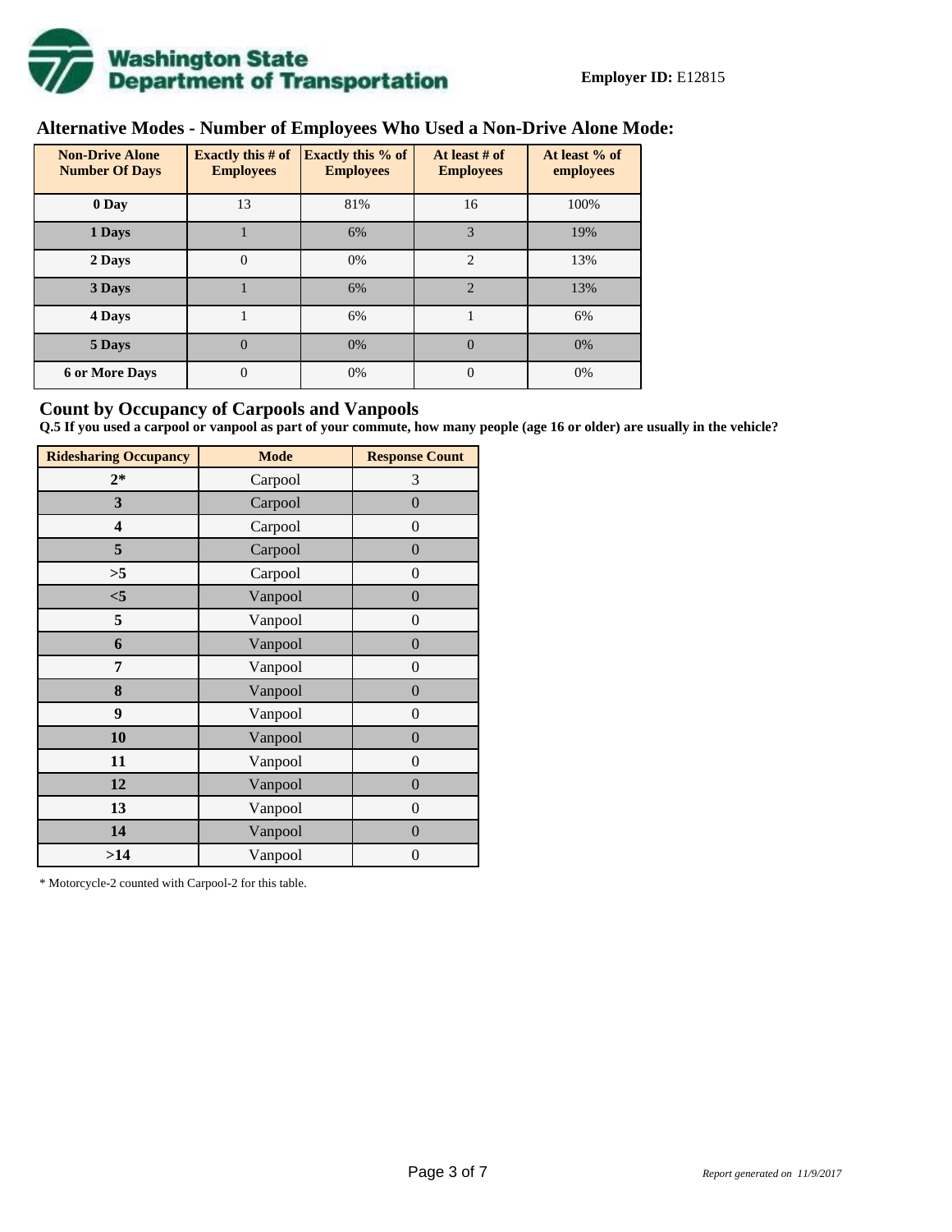**Employer ID:** E12815

## Alternative Modes - Number of Employees Who Used a Non-Drive Alone Mode:

| Non-Drive Alone Number Of Days | Exactly this # of Employees | Exactly this % of Employees | At least # of Employees | At least % of employees |
|---|---|---|---|---|
| 0 Day | 13 | 81% | 16 | 100% |
| 1 Days | 1 | 6% | 3 | 19% |
| 2 Days | 0 | 0% | 2 | 13% |
| 3 Days | 1 | 6% | 2 | 13% |
| 4 Days | 1 | 6% | 1 | 6% |
| 5 Days | 0 | 0% | 0 | 0% |
| 6 or More Days | 0 | 0% | 0 | 0% |

## Count by Occupancy of Carpools and Vanpools

**Q.5 If you used a carpool or vanpool as part of your commute, how many people (age 16 or older) are usually in the vehicle?**

| Ridesharing Occupancy | Mode | Response Count |
|---|---|---|
| 2* | Carpool | 3 |
| 3 | Carpool | 0 |
| 4 | Carpool | 0 |
| 5 | Carpool | 0 |
| >5 | Carpool | 0 |
| <5 | Vanpool | 0 |
| 5 | Vanpool | 0 |
| 6 | Vanpool | 0 |
| 7 | Vanpool | 0 |
| 8 | Vanpool | 0 |
| 9 | Vanpool | 0 |
| 10 | Vanpool | 0 |
| 11 | Vanpool | 0 |
| 12 | Vanpool | 0 |
| 13 | Vanpool | 0 |
| 14 | Vanpool | 0 |
| >14 | Vanpool | 0 |

* Motorcycle-2 counted with Carpool-2 for this table.

*Report generated on 11/9/2017*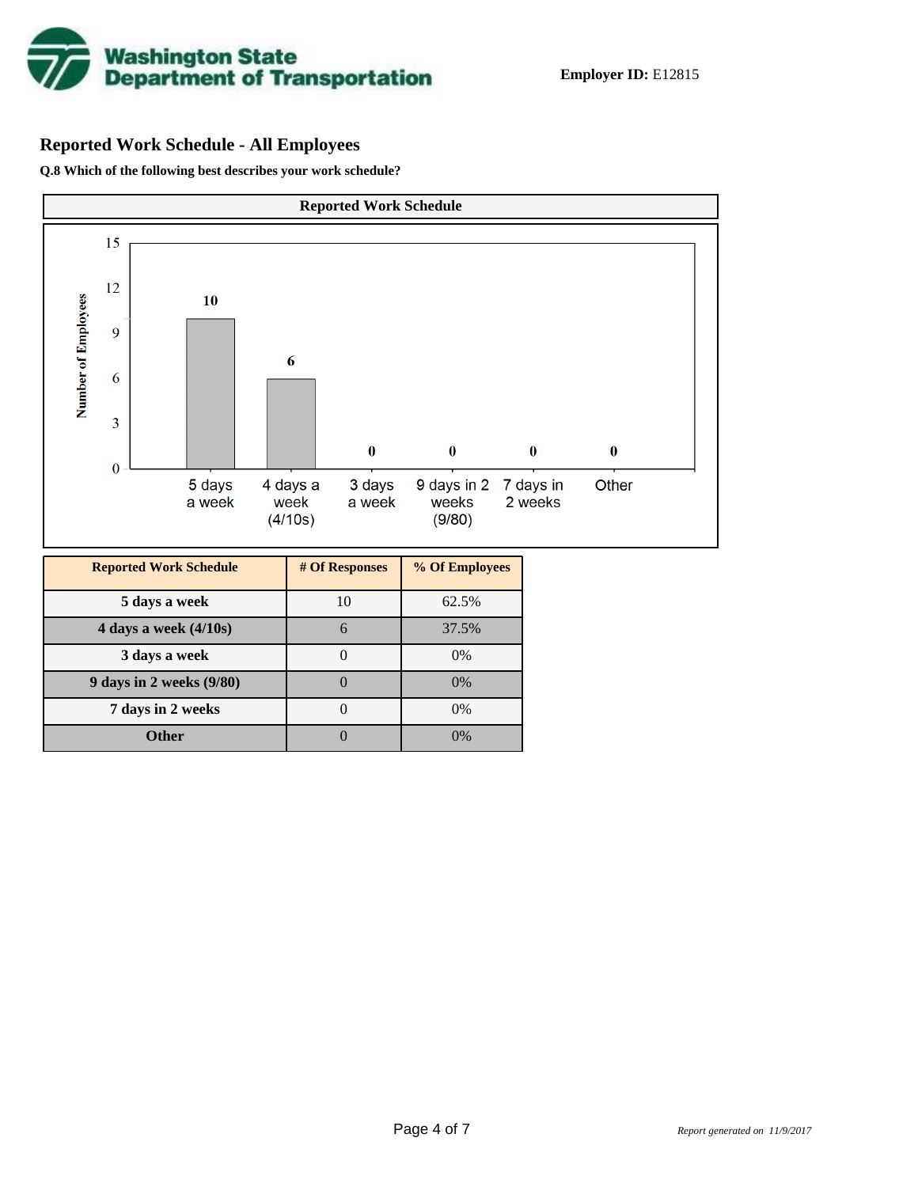**Employer ID:** E12815

## Reported Work Schedule - All Employees

**Q.8 Which of the following best describes your work schedule?**

| Reported Work Schedule | # Of Responses | % Of Employees |
|---|---|---|
| 5 days a week | 10 | 62.5% |
| 4 days a week (4/10s) | 6 | 37.5% |
| 3 days a week | 0 | 0% |
| 9 days in 2 weeks (9/80) | 0 | 0% |
| 7 days in 2 weeks | 0 | 0% |
| Other | 0 | 0% |

*Report generated on 11/9/2017*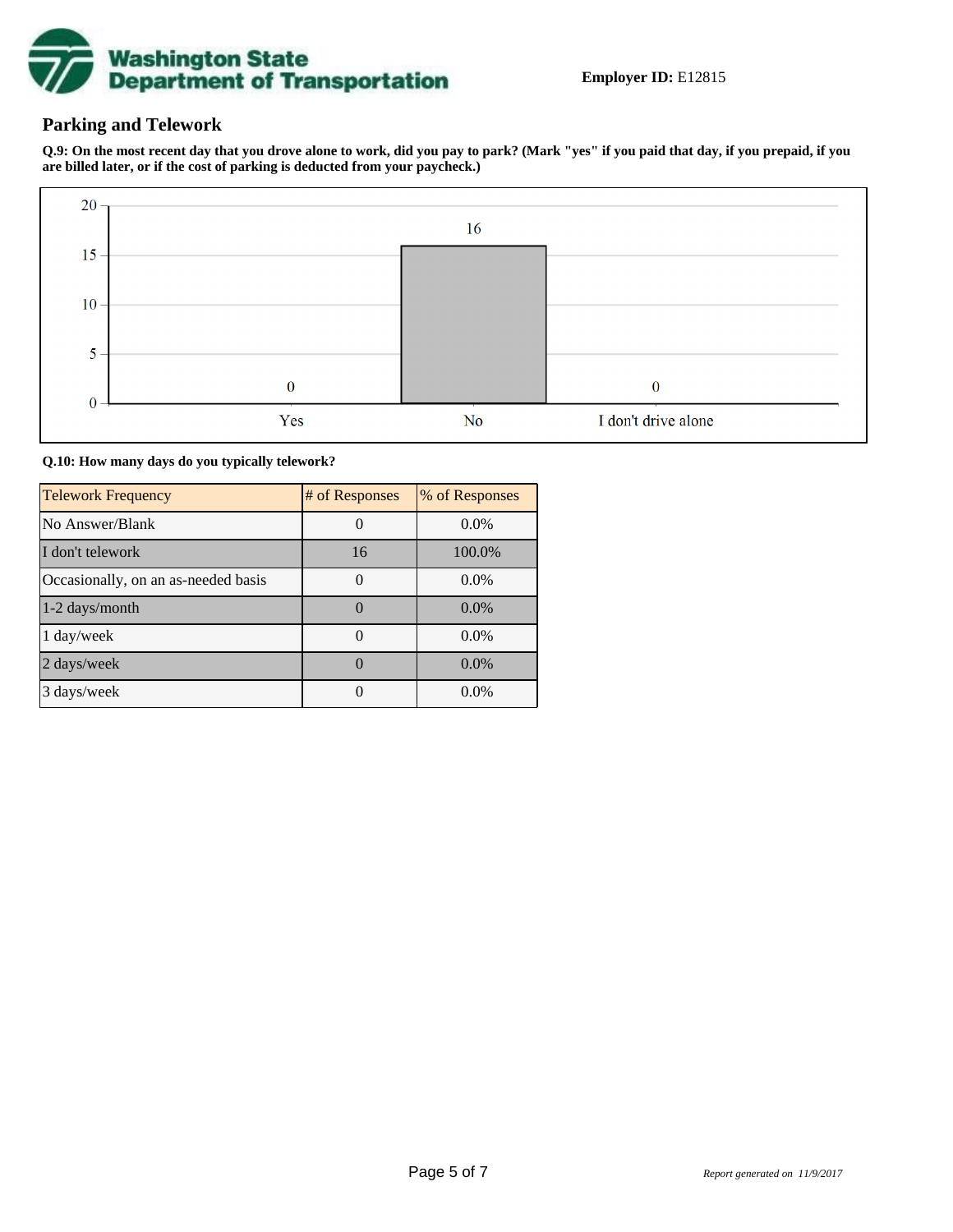**Employer ID:** E12815

## Parking and Telework

**Q.9: On the most recent day that you drove alone to work, did you pay to park? (Mark "yes" if you paid that day, if you prepaid, if you are billed later, or if the cost of parking is deducted from your paycheck.)**

| Response | Count |
| --- | --- |
| Yes | 0 |
| No | 16 |
| I don't drive alone | 0 |

**Q.10: How many days do you typically telework?**

| Telework Frequency | # of Responses | % of Responses |
| --- | --- | --- |
| No Answer/Blank | 0 | 0.0% |
| I don't telework | 16 | 100.0% |
| Occasionally, on an as-needed basis | 0 | 0.0% |
| 1-2 days/month | 0 | 0.0% |
| 1 day/week | 0 | 0.0% |
| 2 days/week | 0 | 0.0% |
| 3 days/week | 0 | 0.0% |

*Report generated on 11/9/2017*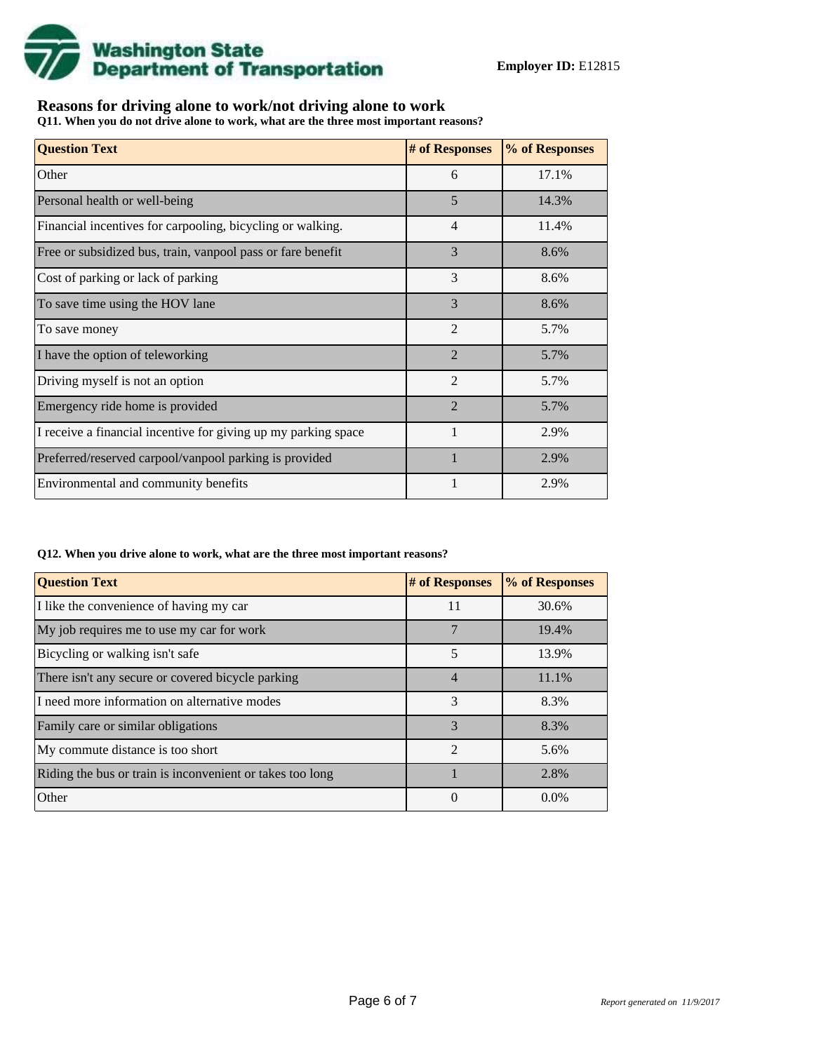**Washington State Department of Transportation**

**Employer ID:** E12815

## Reasons for driving alone to work/not driving alone to work

**Q11. When you do not drive alone to work, what are the three most important reasons?**

| Question Text | # of Responses | % of Responses |
|---|---|---|
| Other | 6 | 17.1% |
| Personal health or well-being | 5 | 14.3% |
| Financial incentives for carpooling, bicycling or walking. | 4 | 11.4% |
| Free or subsidized bus, train, vanpool pass or fare benefit | 3 | 8.6% |
| Cost of parking or lack of parking | 3 | 8.6% |
| To save time using the HOV lane | 3 | 8.6% |
| To save money | 2 | 5.7% |
| I have the option of teleworking | 2 | 5.7% |
| Driving myself is not an option | 2 | 5.7% |
| Emergency ride home is provided | 2 | 5.7% |
| I receive a financial incentive for giving up my parking space | 1 | 2.9% |
| Preferred/reserved carpool/vanpool parking is provided | 1 | 2.9% |
| Environmental and community benefits | 1 | 2.9% |

**Q12. When you drive alone to work, what are the three most important reasons?**

| Question Text | # of Responses | % of Responses |
|---|---|---|
| I like the convenience of having my car | 11 | 30.6% |
| My job requires me to use my car for work | 7 | 19.4% |
| Bicycling or walking isn't safe | 5 | 13.9% |
| There isn't any secure or covered bicycle parking | 4 | 11.1% |
| I need more information on alternative modes | 3 | 8.3% |
| Family care or similar obligations | 3 | 8.3% |
| My commute distance is too short | 2 | 5.6% |
| Riding the bus or train is inconvenient or takes too long | 1 | 2.8% |
| Other | 0 | 0.0% |

*Report generated on 11/9/2017*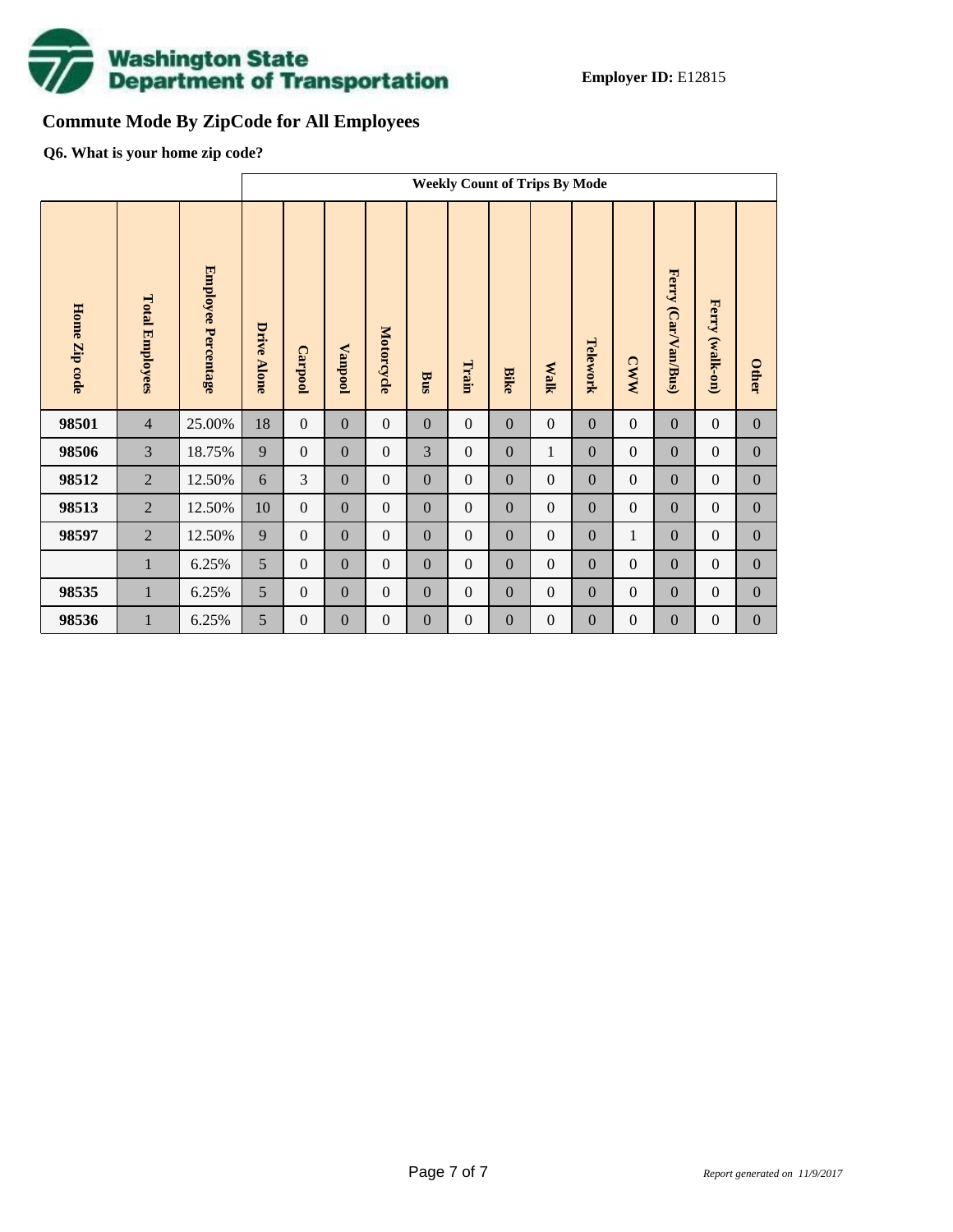**Employer ID:** E12815

## Commute Mode By ZipCode for All Employees

**Q6. What is your home zip code?**

| | | | Weekly Count of Trips By Mode | | | | | | | | | | | | |
|---|---|---|---|---|---|---|---|---|---|---|---|---|---|---|---|
| **Home Zip code** | **Total Employees** | **Employee Percentage** | **Drive Alone** | **Carpool** | **Vanpool** | **Motorcycle** | **Bus** | **Train** | **Bike** | **Walk** | **Telework** | **CWW** | **Ferry (Car/Van/Bus)** | **Ferry (walk-on)** | **Other** |
| **98501** | 4 | 25.00% | 18 | 0 | 0 | 0 | 0 | 0 | 0 | 0 | 0 | 0 | 0 | 0 | 0 |
| **98506** | 3 | 18.75% | 9 | 0 | 0 | 0 | 3 | 0 | 0 | 1 | 0 | 0 | 0 | 0 | 0 |
| **98512** | 2 | 12.50% | 6 | 3 | 0 | 0 | 0 | 0 | 0 | 0 | 0 | 0 | 0 | 0 | 0 |
| **98513** | 2 | 12.50% | 10 | 0 | 0 | 0 | 0 | 0 | 0 | 0 | 0 | 0 | 0 | 0 | 0 |
| **98597** | 2 | 12.50% | 9 | 0 | 0 | 0 | 0 | 0 | 0 | 0 | 0 | 1 | 0 | 0 | 0 |
| | 1 | 6.25% | 5 | 0 | 0 | 0 | 0 | 0 | 0 | 0 | 0 | 0 | 0 | 0 | 0 |
| **98535** | 1 | 6.25% | 5 | 0 | 0 | 0 | 0 | 0 | 0 | 0 | 0 | 0 | 0 | 0 | 0 |
| **98536** | 1 | 6.25% | 5 | 0 | 0 | 0 | 0 | 0 | 0 | 0 | 0 | 0 | 0 | 0 | 0 |

*Report generated on 11/9/2017*